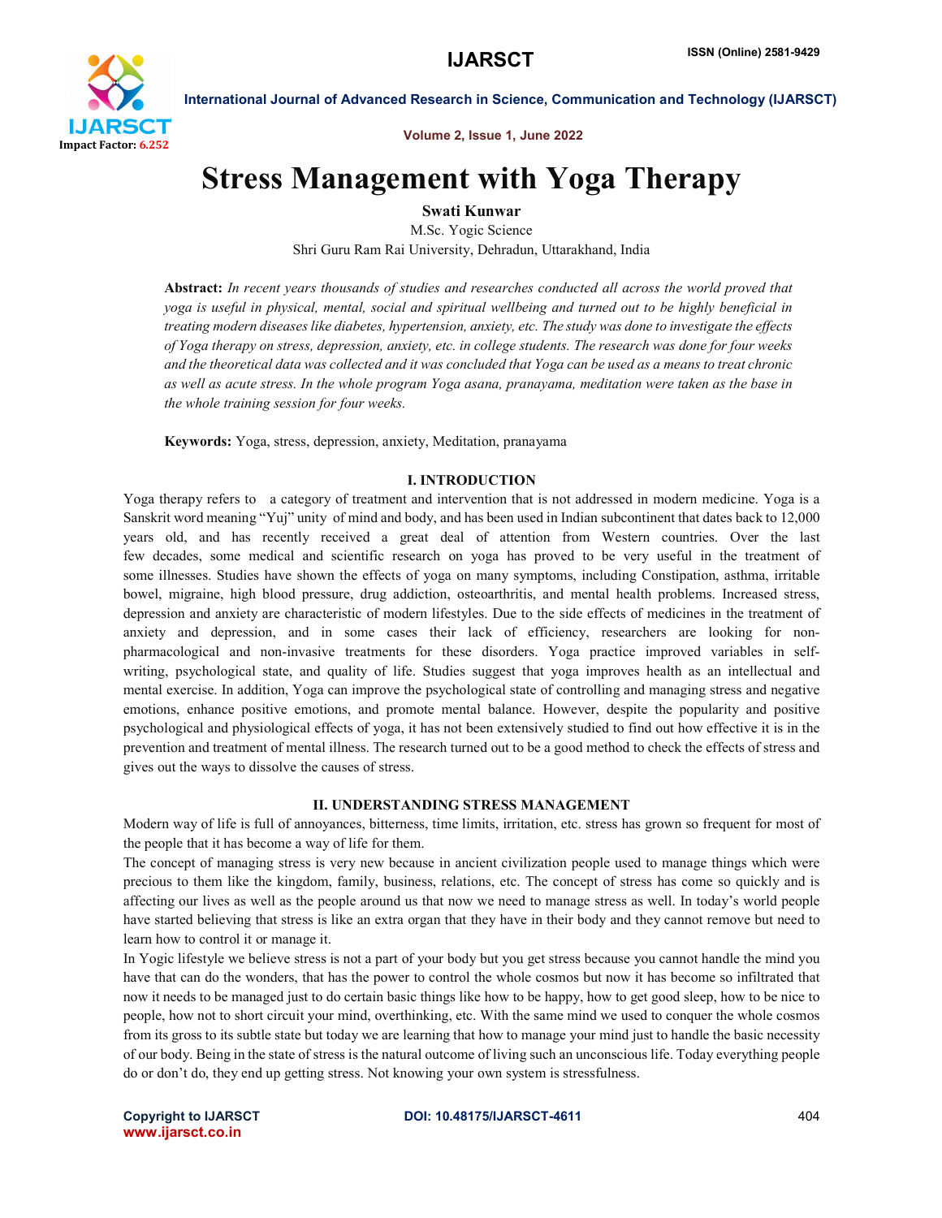# Stress Management with Yoga Therapy

**Swati Kunwar**

M.Sc. Yogic Science

Shri Guru Ram Rai University, Dehradun, Uttarakhand, India

**Abstract:** *In recent years thousands of studies and researches conducted all across the world proved that yoga is useful in physical, mental, social and spiritual wellbeing and turned out to be highly beneficial in treating modern diseases like diabetes, hypertension, anxiety, etc. The study was done to investigate the effects of Yoga therapy on stress, depression, anxiety, etc. in college students. The research was done for four weeks and the theoretical data was collected and it was concluded that Yoga can be used as a means to treat chronic as well as acute stress. In the whole program Yoga asana, pranayama, meditation were taken as the base in the whole training session for four weeks.*

**Keywords:** Yoga, stress, depression, anxiety, Meditation, pranayama

## I. INTRODUCTION

Yoga therapy refers to a category of treatment and intervention that is not addressed in modern medicine. Yoga is a Sanskrit word meaning "Yuj" unity of mind and body, and has been used in Indian subcontinent that dates back to 12,000 years old, and has recently received a great deal of attention from Western countries. Over the last few decades, some medical and scientific research on yoga has proved to be very useful in the treatment of some illnesses. Studies have shown the effects of yoga on many symptoms, including Constipation, asthma, irritable bowel, migraine, high blood pressure, drug addiction, osteoarthritis, and mental health problems. Increased stress, depression and anxiety are characteristic of modern lifestyles. Due to the side effects of medicines in the treatment of anxiety and depression, and in some cases their lack of efficiency, researchers are looking for non-pharmacological and non-invasive treatments for these disorders. Yoga practice improved variables in self-writing, psychological state, and quality of life. Studies suggest that yoga improves health as an intellectual and mental exercise. In addition, Yoga can improve the psychological state of controlling and managing stress and negative emotions, enhance positive emotions, and promote mental balance. However, despite the popularity and positive psychological and physiological effects of yoga, it has not been extensively studied to find out how effective it is in the prevention and treatment of mental illness. The research turned out to be a good method to check the effects of stress and gives out the ways to dissolve the causes of stress.

## II. UNDERSTANDING STRESS MANAGEMENT

Modern way of life is full of annoyances, bitterness, time limits, irritation, etc. stress has grown so frequent for most of the people that it has become a way of life for them.

The concept of managing stress is very new because in ancient civilization people used to manage things which were precious to them like the kingdom, family, business, relations, etc. The concept of stress has come so quickly and is affecting our lives as well as the people around us that now we need to manage stress as well. In today's world people have started believing that stress is like an extra organ that they have in their body and they cannot remove but need to learn how to control it or manage it.

In Yogic lifestyle we believe stress is not a part of your body but you get stress because you cannot handle the mind you have that can do the wonders, that has the power to control the whole cosmos but now it has become so infiltrated that now it needs to be managed just to do certain basic things like how to be happy, how to get good sleep, how to be nice to people, how not to short circuit your mind, overthinking, etc. With the same mind we used to conquer the whole cosmos from its gross to its subtle state but today we are learning that how to manage your mind just to handle the basic necessity of our body. Being in the state of stress is the natural outcome of living such an unconscious life. Today everything people do or don't do, they end up getting stress. Not knowing your own system is stressfulness.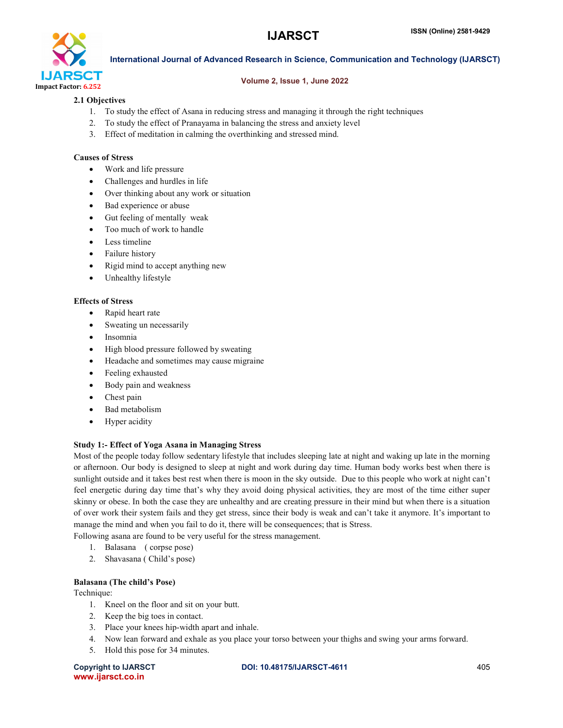### 2.1 Objectives

1. To study the effect of Asana in reducing stress and managing it through the right techniques
2. To study the effect of Pranayama in balancing the stress and anxiety level
3. Effect of meditation in calming the overthinking and stressed mind.

**Causes of Stress**

- Work and life pressure
- Challenges and hurdles in life
- Over thinking about any work or situation
- Bad experience or abuse
- Gut feeling of mentally weak
- Too much of work to handle
- Less timeline
- Failure history
- Rigid mind to accept anything new
- Unhealthy lifestyle

**Effects of Stress**

- Rapid heart rate
- Sweating un necessarily
- Insomnia
- High blood pressure followed by sweating
- Headache and sometimes may cause migraine
- Feeling exhausted
- Body pain and weakness
- Chest pain
- Bad metabolism
- Hyper acidity

**Study 1:- Effect of Yoga Asana in Managing Stress**

Most of the people today follow sedentary lifestyle that includes sleeping late at night and waking up late in the morning or afternoon. Our body is designed to sleep at night and work during day time. Human body works best when there is sunlight outside and it takes best rest when there is moon in the sky outside. Due to this people who work at night can't feel energetic during day time that's why they avoid doing physical activities, they are most of the time either super skinny or obese. In both the case they are unhealthy and are creating pressure in their mind but when there is a situation of over work their system fails and they get stress, since their body is weak and can't take it anymore. It's important to manage the mind and when you fail to do it, there will be consequences; that is Stress.

Following asana are found to be very useful for the stress management.

1. Balasana ( corpse pose)
2. Shavasana ( Child's pose)

**Balasana (The child's Pose)**

Technique:

1. Kneel on the floor and sit on your butt.
2. Keep the big toes in contact.
3. Place your knees hip-width apart and inhale.
4. Now lean forward and exhale as you place your torso between your thighs and swing your arms forward.
5. Hold this pose for 34 minutes.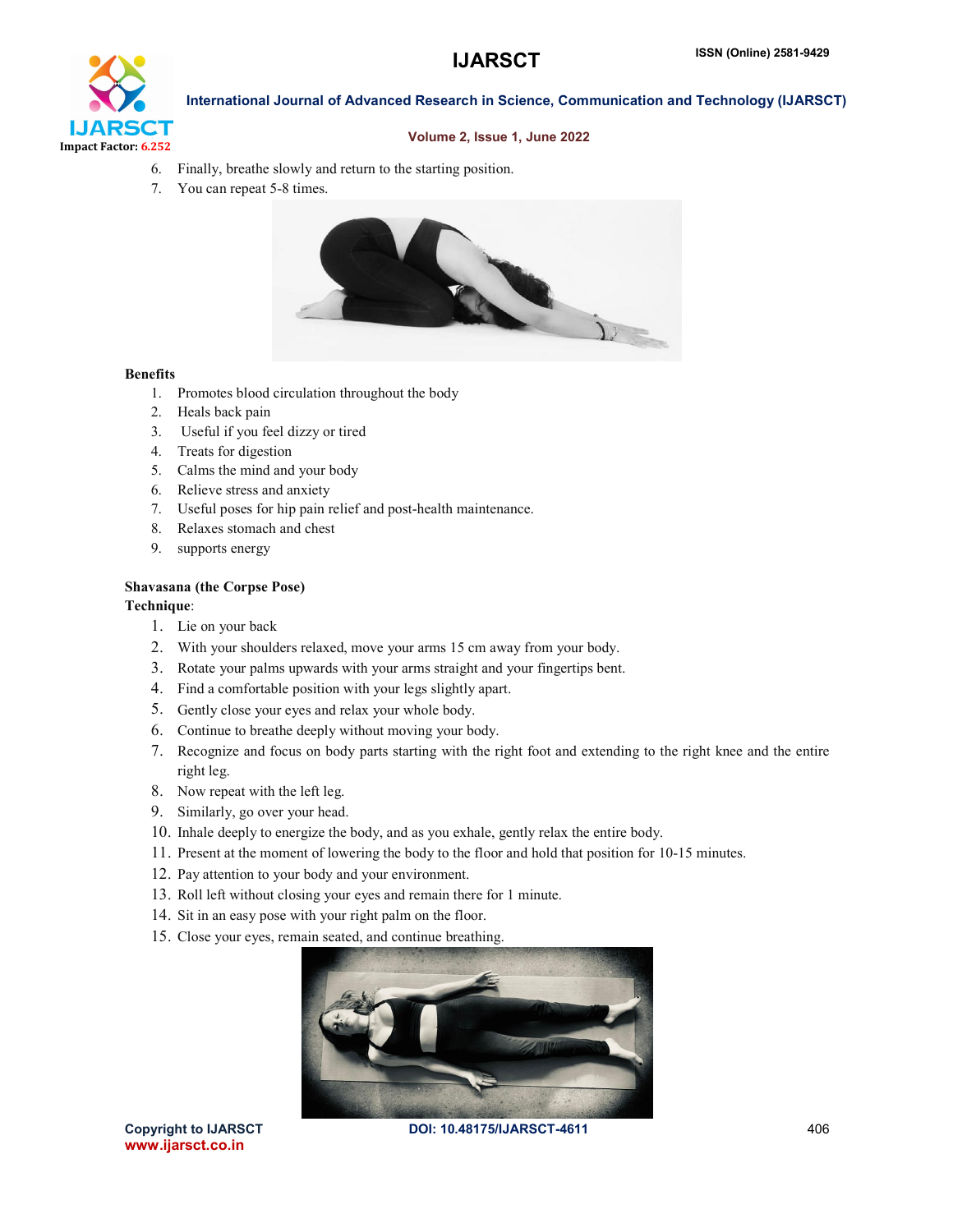6. Finally, breathe slowly and return to the starting position.
7. You can repeat 5-8 times.

**Benefits**

1. Promotes blood circulation throughout the body
2. Heals back pain
3. Useful if you feel dizzy or tired
4. Treats for digestion
5. Calms the mind and your body
6. Relieve stress and anxiety
7. Useful poses for hip pain relief and post-health maintenance.
8. Relaxes stomach and chest
9. supports energy

**Shavasana (the Corpse Pose)**

**Technique**:

1. Lie on your back
2. With your shoulders relaxed, move your arms 15 cm away from your body.
3. Rotate your palms upwards with your arms straight and your fingertips bent.
4. Find a comfortable position with your legs slightly apart.
5. Gently close your eyes and relax your whole body.
6. Continue to breathe deeply without moving your body.
7. Recognize and focus on body parts starting with the right foot and extending to the right knee and the entire right leg.
8. Now repeat with the left leg.
9. Similarly, go over your head.
10. Inhale deeply to energize the body, and as you exhale, gently relax the entire body.
11. Present at the moment of lowering the body to the floor and hold that position for 10-15 minutes.
12. Pay attention to your body and your environment.
13. Roll left without closing your eyes and remain there for 1 minute.
14. Sit in an easy pose with your right palm on the floor.
15. Close your eyes, remain seated, and continue breathing.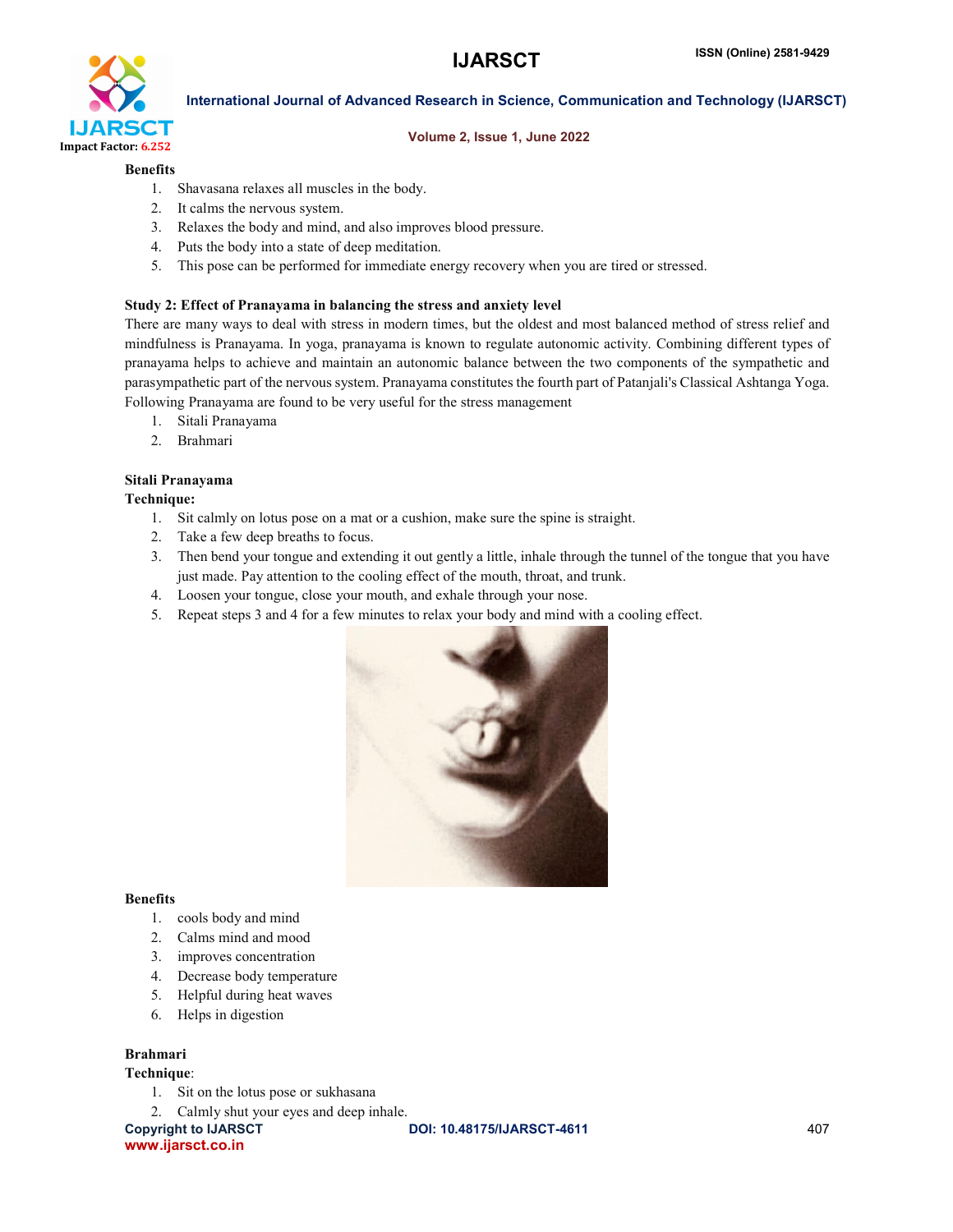**Benefits**

1. Shavasana relaxes all muscles in the body.
2. It calms the nervous system.
3. Relaxes the body and mind, and also improves blood pressure.
4. Puts the body into a state of deep meditation.
5. This pose can be performed for immediate energy recovery when you are tired or stressed.

**Study 2: Effect of Pranayama in balancing the stress and anxiety level**

There are many ways to deal with stress in modern times, but the oldest and most balanced method of stress relief and mindfulness is Pranayama. In yoga, pranayama is known to regulate autonomic activity. Combining different types of pranayama helps to achieve and maintain an autonomic balance between the two components of the sympathetic and parasympathetic part of the nervous system. Pranayama constitutes the fourth part of Patanjali's Classical Ashtanga Yoga. Following Pranayama are found to be very useful for the stress management

1. Sitali Pranayama
2. Brahmari

**Sitali Pranayama**

**Technique:**

1. Sit calmly on lotus pose on a mat or a cushion, make sure the spine is straight.
2. Take a few deep breaths to focus.
3. Then bend your tongue and extending it out gently a little, inhale through the tunnel of the tongue that you have just made. Pay attention to the cooling effect of the mouth, throat, and trunk.
4. Loosen your tongue, close your mouth, and exhale through your nose.
5. Repeat steps 3 and 4 for a few minutes to relax your body and mind with a cooling effect.

**Benefits**

1. cools body and mind
2. Calms mind and mood
3. improves concentration
4. Decrease body temperature
5. Helpful during heat waves
6. Helps in digestion

**Brahmari**

**Technique**:

1. Sit on the lotus pose or sukhasana
2. Calmly shut your eyes and deep inhale.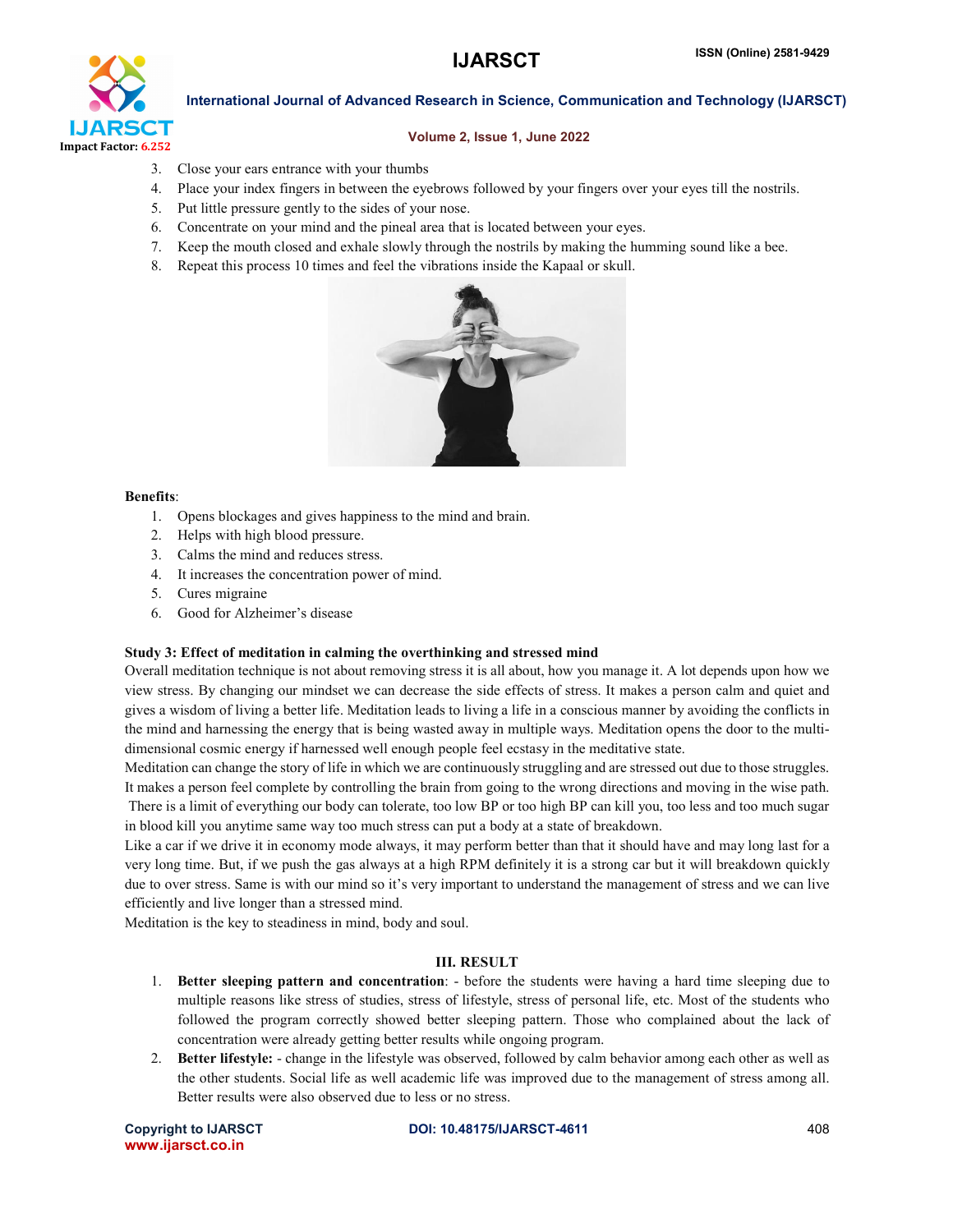3. Close your ears entrance with your thumbs
4. Place your index fingers in between the eyebrows followed by your fingers over your eyes till the nostrils.
5. Put little pressure gently to the sides of your nose.
6. Concentrate on your mind and the pineal area that is located between your eyes.
7. Keep the mouth closed and exhale slowly through the nostrils by making the humming sound like a bee.
8. Repeat this process 10 times and feel the vibrations inside the Kapaal or skull.

**Benefits**:

1. Opens blockages and gives happiness to the mind and brain.
2. Helps with high blood pressure.
3. Calms the mind and reduces stress.
4. It increases the concentration power of mind.
5. Cures migraine
6. Good for Alzheimer's disease

**Study 3: Effect of meditation in calming the overthinking and stressed mind**

Overall meditation technique is not about removing stress it is all about, how you manage it. A lot depends upon how we view stress. By changing our mindset we can decrease the side effects of stress. It makes a person calm and quiet and gives a wisdom of living a better life. Meditation leads to living a life in a conscious manner by avoiding the conflicts in the mind and harnessing the energy that is being wasted away in multiple ways. Meditation opens the door to the multi-dimensional cosmic energy if harnessed well enough people feel ecstasy in the meditative state.

Meditation can change the story of life in which we are continuously struggling and are stressed out due to those struggles. It makes a person feel complete by controlling the brain from going to the wrong directions and moving in the wise path. There is a limit of everything our body can tolerate, too low BP or too high BP can kill you, too less and too much sugar in blood kill you anytime same way too much stress can put a body at a state of breakdown.

Like a car if we drive it in economy mode always, it may perform better than that it should have and may long last for a very long time. But, if we push the gas always at a high RPM definitely it is a strong car but it will breakdown quickly due to over stress. Same is with our mind so it's very important to understand the management of stress and we can live efficiently and live longer than a stressed mind.

Meditation is the key to steadiness in mind, body and soul.

## III. RESULT

1. **Better sleeping pattern and concentration**: - before the students were having a hard time sleeping due to multiple reasons like stress of studies, stress of lifestyle, stress of personal life, etc. Most of the students who followed the program correctly showed better sleeping pattern. Those who complained about the lack of concentration were already getting better results while ongoing program.
2. **Better lifestyle:** - change in the lifestyle was observed, followed by calm behavior among each other as well as the other students. Social life as well academic life was improved due to the management of stress among all. Better results were also observed due to less or no stress.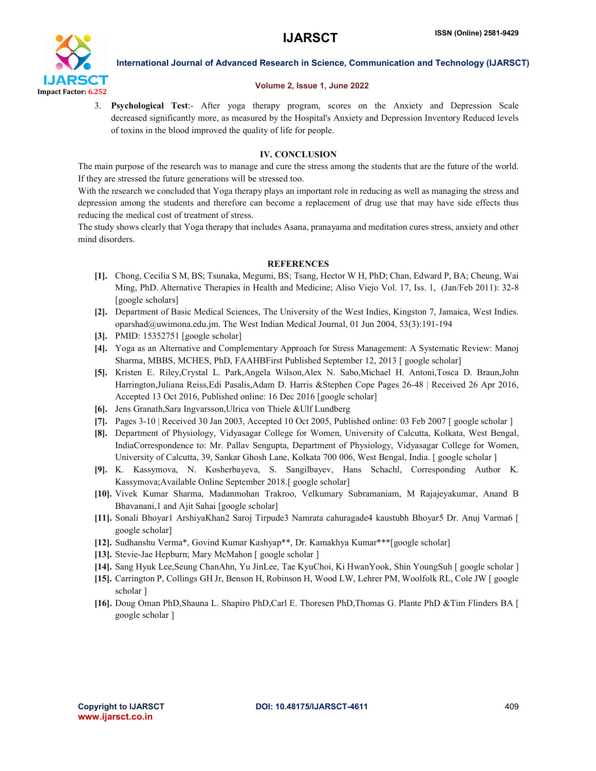3. **Psychological Test**:- After yoga therapy program, scores on the Anxiety and Depression Scale decreased significantly more, as measured by the Hospital's Anxiety and Depression Inventory Reduced levels of toxins in the blood improved the quality of life for people.

## IV. CONCLUSION

The main purpose of the research was to manage and cure the stress among the students that are the future of the world. If they are stressed the future generations will be stressed too.

With the research we concluded that Yoga therapy plays an important role in reducing as well as managing the stress and depression among the students and therefore can become a replacement of drug use that may have side effects thus reducing the medical cost of treatment of stress.

The study shows clearly that Yoga therapy that includes Asana, pranayama and meditation cures stress, anxiety and other mind disorders.

## REFERENCES

- **[1].** Chong, Cecilia S M, BS; Tsunaka, Megumi, BS; Tsang, Hector W H, PhD; Chan, Edward P, BA; Cheung, Wai Ming, PhD. Alternative Therapies in Health and Medicine; Aliso Viejo Vol. 17, Iss. 1, (Jan/Feb 2011): 32-8 [google scholars]
- **[2].** Department of Basic Medical Sciences, The University of the West Indies, Kingston 7, Jamaica, West Indies. oparshad@uwimona.edu.jm. The West Indian Medical Journal, 01 Jun 2004, 53(3):191-194
- **[3].** PMID: 15352751 [google scholar]
- **[4].** Yoga as an Alternative and Complementary Approach for Stress Management: A Systematic Review: Manoj Sharma, MBBS, MCHES, PhD, FAAHBFirst Published September 12, 2013 [ google scholar]
- **[5].** Kristen E. Riley,Crystal L. Park,Angela Wilson,Alex N. Sabo,Michael H. Antoni,Tosca D. Braun,John Harrington,Juliana Reiss,Edi Pasalis,Adam D. Harris &Stephen Cope Pages 26-48 | Received 26 Apr 2016, Accepted 13 Oct 2016, Published online: 16 Dec 2016 [google scholar]
- **[6].** Jens Granath,Sara Ingvarsson,Ulrica von Thiele &Ulf Lundberg
- **[7].** Pages 3-10 | Received 30 Jan 2003, Accepted 10 Oct 2005, Published online: 03 Feb 2007 [ google scholar ]
- **[8].** Department of Physiology, Vidyasagar College for Women, University of Calcutta, Kolkata, West Bengal, IndiaCorrespondence to: Mr. Pallav Sengupta, Department of Physiology, Vidyasagar College for Women, University of Calcutta, 39, Sankar Ghosh Lane, Kolkata 700 006, West Bengal, India. [ google scholar ]
- **[9].** K. Kassymova, N. Kosherbayeva, S. Sangilbayev, Hans Schachl, Corresponding Author K. Kassymova;Available Online September 2018.[ google scholar]
- **[10].** Vivek Kumar Sharma, Madanmohan Trakroo, Velkumary Subramaniam, M Rajajeyakumar, Anand B Bhavanani,1 and Ajit Sahai [google scholar]
- **[11].** Sonali Bhoyar1 ArshiyaKhan2 Saroj Tirpude3 Namrata cahuragade4 kaustubh Bhoyar5 Dr. Anuj Varma6 [ google scholar]
- **[12].** Sudhanshu Verma*, Govind Kumar Kashyap**, Dr. Kamakhya Kumar***[google scholar]
- **[13].** Stevie-Jae Hepburn; Mary McMahon [ google scholar ]
- **[14].** Sang Hyuk Lee,Seung ChanAhn, Yu JinLee, Tae KyuChoi, Ki HwanYook, Shin YoungSuh [ google scholar ]
- **[15].** Carrington P, Collings GH Jr, Benson H, Robinson H, Wood LW, Lehrer PM, Woolfolk RL, Cole JW [ google scholar ]
- **[16].** Doug Oman PhD,Shauna L. Shapiro PhD,Carl E. Thoresen PhD,Thomas G. Plante PhD &Tim Flinders BA [ google scholar ]